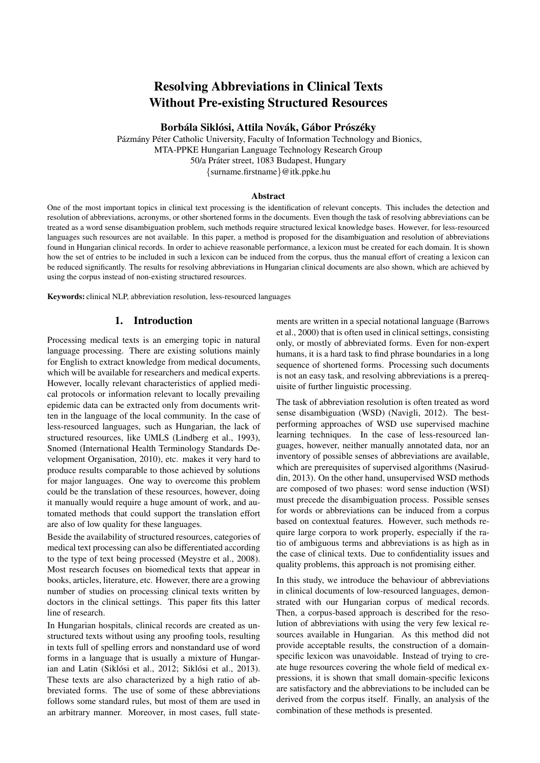# Resolving Abbreviations in Clinical Texts Without Pre-existing Structured Resources

**Borbála Siklósi, Attila Novák, Gábor Prószéky**

Pázmány Péter Catholic University, Faculty of Information Technology and Bionics,
MTA-PPKE Hungarian Language Technology Research Group
50/a Práter street, 1083 Budapest, Hungary
{surname.firstname}@itk.ppke.hu

### Abstract

One of the most important topics in clinical text processing is the identification of relevant concepts. This includes the detection and resolution of abbreviations, acronyms, or other shortened forms in the documents. Even though the task of resolving abbreviations can be treated as a word sense disambiguation problem, such methods require structured lexical knowledge bases. However, for less-resourced languages such resources are not available. In this paper, a method is proposed for the disambiguation and resolution of abbreviations found in Hungarian clinical records. In order to achieve reasonable performance, a lexicon must be created for each domain. It is shown how the set of entries to be included in such a lexicon can be induced from the corpus, thus the manual effort of creating a lexicon can be reduced significantly. The results for resolving abbreviations in Hungarian clinical documents are also shown, which are achieved by using the corpus instead of non-existing structured resources.

**Keywords:** clinical NLP, abbreviation resolution, less-resourced languages

## 1. Introduction

Processing medical texts is an emerging topic in natural language processing. There are existing solutions mainly for English to extract knowledge from medical documents, which will be available for researchers and medical experts. However, locally relevant characteristics of applied medical protocols or information relevant to locally prevailing epidemic data can be extracted only from documents written in the language of the local community. In the case of less-resourced languages, such as Hungarian, the lack of structured resources, like UMLS (Lindberg et al., 1993), Snomed (International Health Terminology Standards Development Organisation, 2010), etc. makes it very hard to produce results comparable to those achieved by solutions for major languages. One way to overcome this problem could be the translation of these resources, however, doing it manually would require a huge amount of work, and automated methods that could support the translation effort are also of low quality for these languages.

Beside the availability of structured resources, categories of medical text processing can also be differentiated according to the type of text being processed (Meystre et al., 2008). Most research focuses on biomedical texts that appear in books, articles, literature, etc. However, there are a growing number of studies on processing clinical texts written by doctors in the clinical settings. This paper fits this latter line of research.

In Hungarian hospitals, clinical records are created as unstructured texts without using any proofing tools, resulting in texts full of spelling errors and nonstandard use of word forms in a language that is usually a mixture of Hungarian and Latin (Siklósi et al., 2012; Siklósi et al., 2013). These texts are also characterized by a high ratio of abbreviated forms. The use of some of these abbreviations follows some standard rules, but most of them are used in an arbitrary manner. Moreover, in most cases, full statements are written in a special notational language (Barrows et al., 2000) that is often used in clinical settings, consisting only, or mostly of abbreviated forms. Even for non-expert humans, it is a hard task to find phrase boundaries in a long sequence of shortened forms. Processing such documents is not an easy task, and resolving abbreviations is a prerequisite of further linguistic processing.

The task of abbreviation resolution is often treated as word sense disambiguation (WSD) (Navigli, 2012). The best-performing approaches of WSD use supervised machine learning techniques. In the case of less-resourced languages, however, neither manually annotated data, nor an inventory of possible senses of abbreviations are available, which are prerequisites of supervised algorithms (Nasiruddin, 2013). On the other hand, unsupervised WSD methods are composed of two phases: word sense induction (WSI) must precede the disambiguation process. Possible senses for words or abbreviations can be induced from a corpus based on contextual features. However, such methods require large corpora to work properly, especially if the ratio of ambiguous terms and abbreviations is as high as in the case of clinical texts. Due to confidentiality issues and quality problems, this approach is not promising either.

In this study, we introduce the behaviour of abbreviations in clinical documents of low-resourced languages, demonstrated with our Hungarian corpus of medical records. Then, a corpus-based approach is described for the resolution of abbreviations with using the very few lexical resources available in Hungarian. As this method did not provide acceptable results, the construction of a domain-specific lexicon was unavoidable. Instead of trying to create huge resources covering the whole field of medical expressions, it is shown that small domain-specific lexicons are satisfactory and the abbreviations to be included can be derived from the corpus itself. Finally, an analysis of the combination of these methods is presented.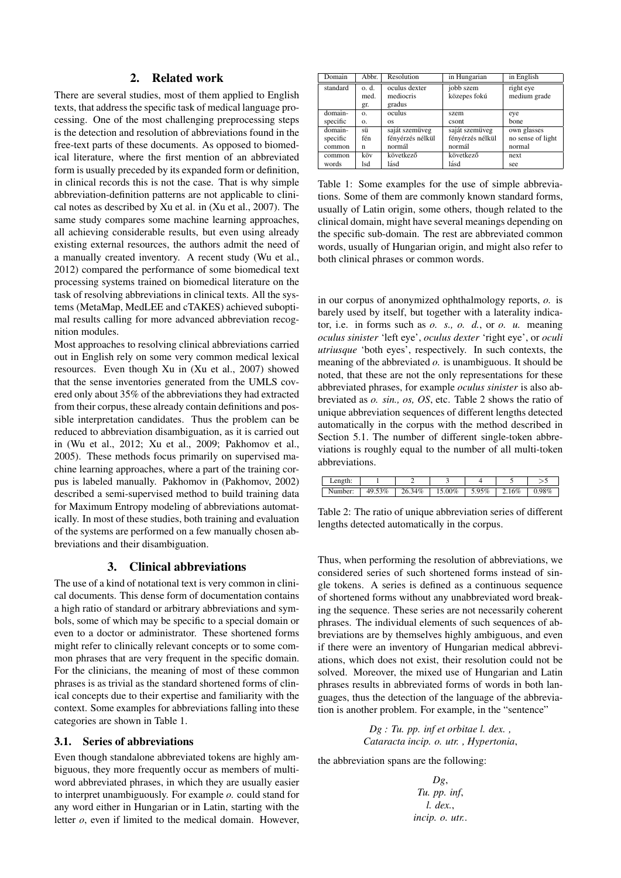## 2. Related work

There are several studies, most of them applied to English texts, that address the specific task of medical language processing. One of the most challenging preprocessing steps is the detection and resolution of abbreviations found in the free-text parts of these documents. As opposed to biomedical literature, where the first mention of an abbreviated form is usually preceded by its expanded form or definition, in clinical records this is not the case. That is why simple abbreviation-definition patterns are not applicable to clinical notes as described by Xu et al. in (Xu et al., 2007). The same study compares some machine learning approaches, all achieving considerable results, but even using already existing external resources, the authors admit the need of a manually created inventory. A recent study (Wu et al., 2012) compared the performance of some biomedical text processing systems trained on biomedical literature on the task of resolving abbreviations in clinical texts. All the systems (MetaMap, MedLEE and cTAKES) achieved suboptimal results calling for more advanced abbreviation recognition modules.

Most approaches to resolving clinical abbreviations carried out in English rely on some very common medical lexical resources. Even though Xu in (Xu et al., 2007) showed that the sense inventories generated from the UMLS covered only about 35% of the abbreviations they had extracted from their corpus, these already contain definitions and possible interpretation candidates. Thus the problem can be reduced to abbreviation disambiguation, as it is carried out in (Wu et al., 2012; Xu et al., 2009; Pakhomov et al., 2005). These methods focus primarily on supervised machine learning approaches, where a part of the training corpus is labeled manually. Pakhomov in (Pakhomov, 2002) described a semi-supervised method to build training data for Maximum Entropy modeling of abbreviations automatically. In most of these studies, both training and evaluation of the systems are performed on a few manually chosen abbreviations and their disambiguation.

## 3. Clinical abbreviations

The use of a kind of notational text is very common in clinical documents. This dense form of documentation contains a high ratio of standard or arbitrary abbreviations and symbols, some of which may be specific to a special domain or even to a doctor or administrator. These shortened forms might refer to clinically relevant concepts or to some common phrases that are very frequent in the specific domain. For the clinicians, the meaning of most of these common phrases is as trivial as the standard shortened forms of clinical concepts due to their expertise and familiarity with the context. Some examples for abbreviations falling into these categories are shown in Table 1.

| Domain | Abbr. | Resolution | in Hungarian | in English |
|---|---|---|---|---|
| standard | o. d.<br>med.<br>gr. | oculus dexter<br>mediocris<br>gradus | jobb szem<br>közepes fokú | right eye<br>medium grade |
| domain-specific | o.<br>o. | oculus<br>os | szem<br>csont | eye<br>bone |
| domain-specific common | sü<br>fén<br>n | saját szemüveg<br>fényérzés nélkül<br>normál | saját szemüveg<br>fényérzés nélkül<br>normál | own glasses<br>no sense of light<br>normal |
| common words | köv<br>lsd | következő<br>lásd | következő<br>lásd | next<br>see |

Table 1: Some examples for the use of simple abbreviations. Some of them are commonly known standard forms, usually of Latin origin, some others, though related to the clinical domain, might have several meanings depending on the specific sub-domain. The rest are abbreviated common words, usually of Hungarian origin, and might also refer to both clinical phrases or common words.

### 3.1. Series of abbreviations

Even though standalone abbreviated tokens are highly ambiguous, they more frequently occur as members of multi-word abbreviated phrases, in which they are usually easier to interpret unambiguously. For example *o.* could stand for any word either in Hungarian or in Latin, starting with the letter *o*, even if limited to the medical domain. However, in our corpus of anonymized ophthalmology reports, *o.* is barely used by itself, but together with a laterality indicator, i.e. in forms such as *o. s., o. d.*, or *o. u.* meaning *oculus sinister* 'left eye', *oculus dexter* 'right eye', or *oculi utriusque* 'both eyes', respectively. In such contexts, the meaning of the abbreviated *o.* is unambiguous. It should be noted, that these are not the only representations for these abbreviated phrases, for example *oculus sinister* is also abbreviated as *o. sin., os, OS*, etc. Table 2 shows the ratio of unique abbreviation sequences of different lengths detected automatically in the corpus with the method described in Section 5.1. The number of different single-token abbreviations is roughly equal to the number of all multi-token abbreviations.

| Length: | 1 | 2 | 3 | 4 | 5 | >5 |
|---|---|---|---|---|---|---|
| Number: | 49.53% | 26.34% | 15.00% | 5.95% | 2.16% | 0.98% |

Table 2: The ratio of unique abbreviation series of different lengths detected automatically in the corpus.

Thus, when performing the resolution of abbreviations, we considered series of such shortened forms instead of single tokens. A series is defined as a continuous sequence of shortened forms without any unabbreviated word breaking the sequence. These series are not necessarily coherent phrases. The individual elements of such sequences of abbreviations are by themselves highly ambiguous, and even if there were an inventory of Hungarian medical abbreviations, which does not exist, their resolution could not be solved. Moreover, the mixed use of Hungarian and Latin phrases results in abbreviated forms of words in both languages, thus the detection of the language of the abbreviation is another problem. For example, in the "sentence"

*Dg : Tu. pp. inf et orbitae l. dex. ,*
*Cataracta incip. o. utr. , Hypertonia*,

the abbreviation spans are the following:

*Dg*,
*Tu. pp. inf*,
*l. dex.*,
*incip. o. utr.*.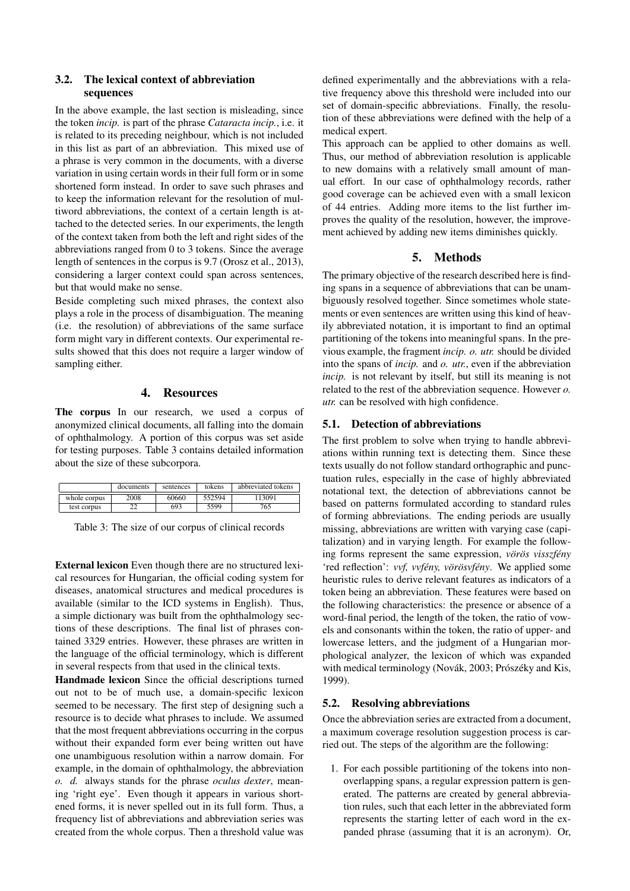### 3.2. The lexical context of abbreviation sequences

In the above example, the last section is misleading, since the token *incip.* is part of the phrase *Cataracta incip.*, i.e. it is related to its preceding neighbour, which is not included in this list as part of an abbreviation. This mixed use of a phrase is very common in the documents, with a diverse variation in using certain words in their full form or in some shortened form instead. In order to save such phrases and to keep the information relevant for the resolution of multiword abbreviations, the context of a certain length is attached to the detected series. In our experiments, the length of the context taken from both the left and right sides of the abbreviations ranged from 0 to 3 tokens. Since the average length of sentences in the corpus is 9.7 (Orosz et al., 2013), considering a larger context could span across sentences, but that would make no sense.

Beside completing such mixed phrases, the context also plays a role in the process of disambiguation. The meaning (i.e. the resolution) of abbreviations of the same surface form might vary in different contexts. Our experimental results showed that this does not require a larger window of sampling either.

## 4. Resources

**The corpus** In our research, we used a corpus of anonymized clinical documents, all falling into the domain of ophthalmology. A portion of this corpus was set aside for testing purposes. Table 3 contains detailed information about the size of these subcorpora.

| | documents | sentences | tokens | abbreviated tokens |
|---|---|---|---|---|
| whole corpus | 2008 | 60660 | 552594 | 113091 |
| test corpus | 22 | 693 | 5599 | 765 |

Table 3: The size of our corpus of clinical records

**External lexicon** Even though there are no structured lexical resources for Hungarian, the official coding system for diseases, anatomical structures and medical procedures is available (similar to the ICD systems in English). Thus, a simple dictionary was built from the ophthalmology sections of these descriptions. The final list of phrases contained 3329 entries. However, these phrases are written in the language of the official terminology, which is different in several respects from that used in the clinical texts.

**Handmade lexicon** Since the official descriptions turned out not to be of much use, a domain-specific lexicon seemed to be necessary. The first step of designing such a resource is to decide what phrases to include. We assumed that the most frequent abbreviations occurring in the corpus without their expanded form ever being written out have one unambiguous resolution within a narrow domain. For example, in the domain of ophthalmology, the abbreviation *o. d.* always stands for the phrase *oculus dexter*, meaning 'right eye'. Even though it appears in various shortened forms, it is never spelled out in its full form. Thus, a frequency list of abbreviations and abbreviation series was created from the whole corpus. Then a threshold value was defined experimentally and the abbreviations with a relative frequency above this threshold were included into our set of domain-specific abbreviations. Finally, the resolution of these abbreviations were defined with the help of a medical expert.

This approach can be applied to other domains as well. Thus, our method of abbreviation resolution is applicable to new domains with a relatively small amount of manual effort. In our case of ophthalmology records, rather good coverage can be achieved even with a small lexicon of 44 entries. Adding more items to the list further improves the quality of the resolution, however, the improvement achieved by adding new items diminishes quickly.

## 5. Methods

The primary objective of the research described here is finding spans in a sequence of abbreviations that can be unambiguously resolved together. Since sometimes whole statements or even sentences are written using this kind of heavily abbreviated notation, it is important to find an optimal partitioning of the tokens into meaningful spans. In the previous example, the fragment *incip. o. utr.* should be divided into the spans of *incip.* and *o. utr.*, even if the abbreviation *incip.* is not relevant by itself, but still its meaning is not related to the rest of the abbreviation sequence. However *o. utr.* can be resolved with high confidence.

### 5.1. Detection of abbreviations

The first problem to solve when trying to handle abbreviations within running text is detecting them. Since these texts usually do not follow standard orthographic and punctuation rules, especially in the case of highly abbreviated notational text, the detection of abbreviations cannot be based on patterns formulated according to standard rules of forming abbreviations. The ending periods are usually missing, abbreviations are written with varying case (capitalization) and in varying length. For example the following forms represent the same expression, *vörös visszfény* 'red reflection': *vvf, vvfény, vörösvfény*. We applied some heuristic rules to derive relevant features as indicators of a token being an abbreviation. These features were based on the following characteristics: the presence or absence of a word-final period, the length of the token, the ratio of vowels and consonants within the token, the ratio of upper- and lowercase letters, and the judgment of a Hungarian morphological analyzer, the lexicon of which was expanded with medical terminology (Novák, 2003; Prószéky and Kis, 1999).

### 5.2. Resolving abbreviations

Once the abbreviation series are extracted from a document, a maximum coverage resolution suggestion process is carried out. The steps of the algorithm are the following:

1. For each possible partitioning of the tokens into non-overlapping spans, a regular expression pattern is generated. The patterns are created by general abbreviation rules, such that each letter in the abbreviated form represents the starting letter of each word in the expanded phrase (assuming that it is an acronym). Or,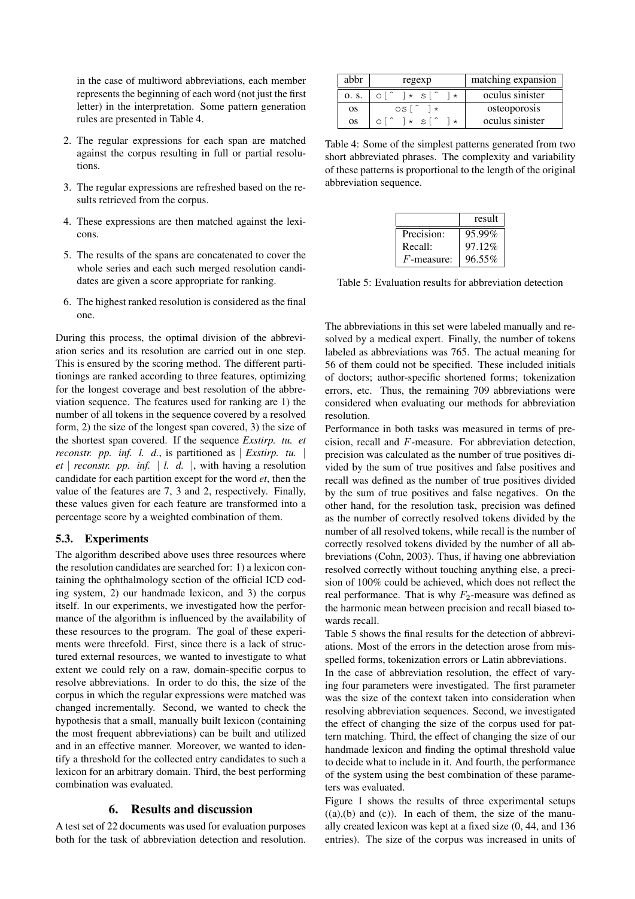in the case of multiword abbreviations, each member represents the beginning of each word (not just the first letter) in the interpretation. Some pattern generation rules are presented in Table 4.

2. The regular expressions for each span are matched against the corpus resulting in full or partial resolutions.
3. The regular expressions are refreshed based on the results retrieved from the corpus.
4. These expressions are then matched against the lexicons.
5. The results of the spans are concatenated to cover the whole series and each such merged resolution candidates are given a score appropriate for ranking.
6. The highest ranked resolution is considered as the final one.

During this process, the optimal division of the abbreviation series and its resolution are carried out in one step. This is ensured by the scoring method. The different partitionings are ranked according to three features, optimizing for the longest coverage and best resolution of the abbreviation sequence. The features used for ranking are 1) the number of all tokens in the sequence covered by a resolved form, 2) the size of the longest span covered, 3) the size of the shortest span covered. If the sequence *Exstirp. tu. et reconstr. pp. inf. l. d.*, is partitioned as | *Exstirp. tu.* | *et* | *reconstr. pp. inf.* | *l. d.* |, with having a resolution candidate for each partition except for the word *et*, then the value of the features are 7, 3 and 2, respectively. Finally, these values given for each feature are transformed into a percentage score by a weighted combination of them.

### 5.3. Experiments

The algorithm described above uses three resources where the resolution candidates are searched for: 1) a lexicon containing the ophthalmology section of the official ICD coding system, 2) our handmade lexicon, and 3) the corpus itself. In our experiments, we investigated how the performance of the algorithm is influenced by the availability of these resources to the program. The goal of these experiments were threefold. First, since there is a lack of structured external resources, we wanted to investigate to what extent we could rely on a raw, domain-specific corpus to resolve abbreviations. In order to do this, the size of the corpus in which the regular expressions were matched was changed incrementally. Second, we wanted to check the hypothesis that a small, manually built lexicon (containing the most frequent abbreviations) can be built and utilized and in an effective manner. Moreover, we wanted to identify a threshold for the collected entry candidates to such a lexicon for an arbitrary domain. Third, the best performing combination was evaluated.

## 6. Results and discussion

A test set of 22 documents was used for evaluation purposes both for the task of abbreviation detection and resolution.

| abbr | regexp | matching expansion |
|---|---|---|
| o. s. | `o[^ ]* s[^ ]*` | oculus sinister |
| os | `os[^ ]*` | osteoporosis |
| os | `o[^ ]* s[^ ]*` | oculus sinister |

Table 4: Some of the simplest patterns generated from two short abbreviated phrases. The complexity and variability of these patterns is proportional to the length of the original abbreviation sequence.

| | result |
|---|---|
| Precision: | 95.99% |
| Recall: | 97.12% |
| $F$-measure: | 96.55% |

Table 5: Evaluation results for abbreviation detection

The abbreviations in this set were labeled manually and resolved by a medical expert. Finally, the number of tokens labeled as abbreviations was 765. The actual meaning for 56 of them could not be specified. These included initials of doctors; author-specific shortened forms; tokenization errors, etc. Thus, the remaining 709 abbreviations were considered when evaluating our methods for abbreviation resolution.

Performance in both tasks was measured in terms of precision, recall and $F$-measure. For abbreviation detection, precision was calculated as the number of true positives divided by the sum of true positives and false positives and recall was defined as the number of true positives divided by the sum of true positives and false negatives. On the other hand, for the resolution task, precision was defined as the number of correctly resolved tokens divided by the number of all resolved tokens, while recall is the number of correctly resolved tokens divided by the number of all abbreviations (Cohn, 2003). Thus, if having one abbreviation resolved correctly without touching anything else, a precision of 100% could be achieved, which does not reflect the real performance. That is why $F_2$-measure was defined as the harmonic mean between precision and recall biased towards recall.

Table 5 shows the final results for the detection of abbreviations. Most of the errors in the detection arose from misspelled forms, tokenization errors or Latin abbreviations.

In the case of abbreviation resolution, the effect of varying four parameters were investigated. The first parameter was the size of the context taken into consideration when resolving abbreviation sequences. Second, we investigated the effect of changing the size of the corpus used for pattern matching. Third, the effect of changing the size of our handmade lexicon and finding the optimal threshold value to decide what to include in it. And fourth, the performance of the system using the best combination of these parameters was evaluated.

Figure 1 shows the results of three experimental setups ((a),(b) and (c)). In each of them, the size of the manually created lexicon was kept at a fixed size (0, 44, and 136 entries). The size of the corpus was increased in units of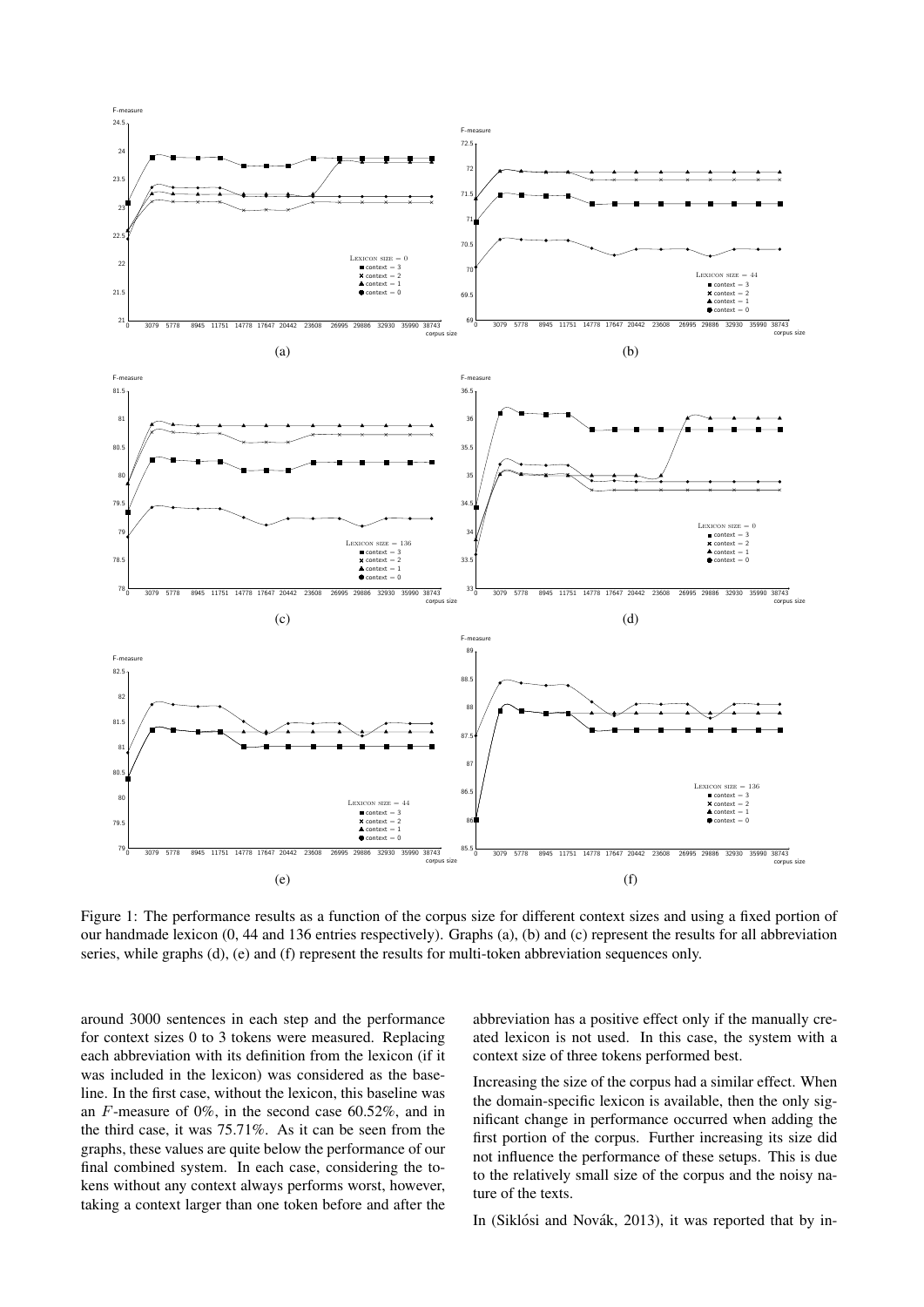F-measure

24.5
24
23.5
23
22.5
22
21.5
21

0 3079 5778 8945 11751 14778 17647 20442 23608 26995 29886 32930 35990 38743
corpus size

Lexicon size = 0
context = 3
context = 2
context = 1
context = 0

(a)

F-measure

72.5
72
71.5
71
70.5
70
69.5
69

0 3079 5778 8945 11751 14778 17647 20442 23608 26995 29886 32930 35990 38743
corpus size

Lexicon size = 44
context = 3
context = 2
context = 1
context = 0

(b)

F-measure

81.5
81
80.5
80
79.5
79
78.5
78

0 3079 5778 8945 11751 14778 17647 20442 23608 26995 29886 32930 35990 38743
corpus size

Lexicon size = 136
context = 3
context = 2
context = 1
context = 0

(c)

F-measure

36.5
36
35.5
35
34.5
34
33.5
33

0 3079 5778 8945 11751 14778 17647 20442 23608 26995 29886 32930 35990 38743
corpus size

Lexicon size = 0
context = 3
context = 2
context = 1
context = 0

(d)

F-measure

82.5
82
81.5
81
80.5
80
79.5
79

0 3079 5778 8945 11751 14778 17647 20442 23608 26995 29886 32930 35990 38743
corpus size

Lexicon size = 44
context = 3
context = 2
context = 1
context = 0

(e)

F-measure

89
88.5
88
87.5
87
86.5
86
85.5

0 3079 5778 8945 11751 14778 17647 20442 23608 26995 29886 32930 35990 38743
corpus size

Lexicon size = 136
context = 3
context = 2
context = 1
context = 0

(f)

Figure 1: The performance results as a function of the corpus size for different context sizes and using a fixed portion of our handmade lexicon (0, 44 and 136 entries respectively). Graphs (a), (b) and (c) represent the results for all abbreviation series, while graphs (d), (e) and (f) represent the results for multi-token abbreviation sequences only.

around 3000 sentences in each step and the performance for context sizes 0 to 3 tokens were measured. Replacing each abbreviation with its definition from the lexicon (if it was included in the lexicon) was considered as the baseline. In the first case, without the lexicon, this baseline was an $F$-measure of 0%, in the second case 60.52%, and in the third case, it was 75.71%. As it can be seen from the graphs, these values are quite below the performance of our final combined system. In each case, considering the tokens without any context always performs worst, however, taking a context larger than one token before and after the abbreviation has a positive effect only if the manually created lexicon is not used. In this case, the system with a context size of three tokens performed best.

Increasing the size of the corpus had a similar effect. When the domain-specific lexicon is available, then the only significant change in performance occurred when adding the first portion of the corpus. Further increasing its size did not influence the performance of these setups. This is due to the relatively small size of the corpus and the noisy nature of the texts.

In (Siklósi and Novák, 2013), it was reported that by in-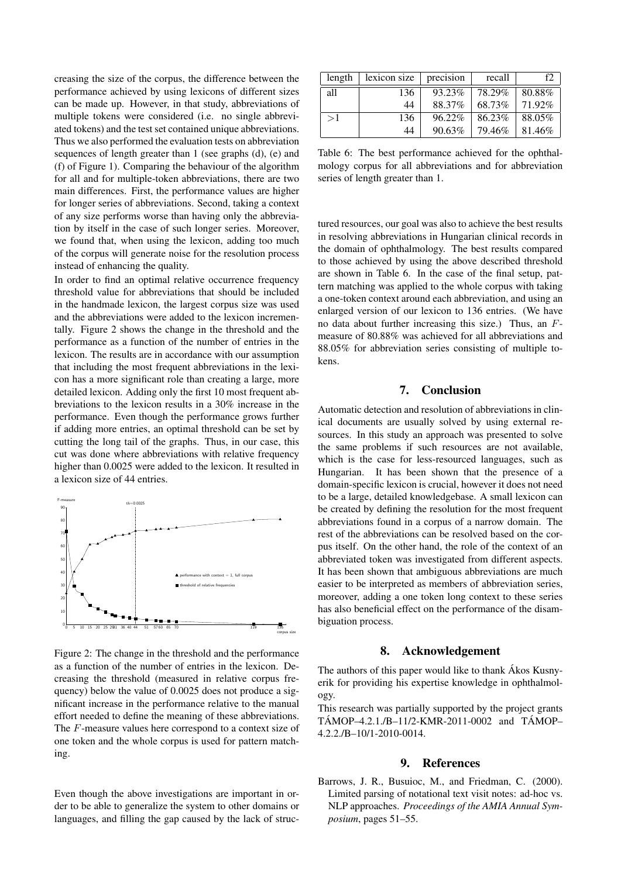creasing the size of the corpus, the difference between the performance achieved by using lexicons of different sizes can be made up. However, in that study, abbreviations of multiple tokens were considered (i.e. no single abbreviated tokens) and the test set contained unique abbreviations. Thus we also performed the evaluation tests on abbreviation sequences of length greater than 1 (see graphs (d), (e) and (f) of Figure 1). Comparing the behaviour of the algorithm for all and for multiple-token abbreviations, there are two main differences. First, the performance values are higher for longer series of abbreviations. Second, taking a context of any size performs worse than having only the abbreviation by itself in the case of such longer series. Moreover, we found that, when using the lexicon, adding too much of the corpus will generate noise for the resolution process instead of enhancing the quality.

In order to find an optimal relative occurrence frequency threshold value for abbreviations that should be included in the handmade lexicon, the largest corpus size was used and the abbreviations were added to the lexicon incrementally. Figure 2 shows the change in the threshold and the performance as a function of the number of entries in the lexicon. The results are in accordance with our assumption that including the most frequent abbreviations in the lexicon has a more significant role than creating a large, more detailed lexicon. Adding only the first 10 most frequent abbreviations to the lexicon results in a 30% increase in the performance. Even though the performance grows further if adding more entries, an optimal threshold can be set by cutting the long tail of the graphs. Thus, in our case, this cut was done where abbreviations with relative frequency higher than 0.0025 were added to the lexicon. It resulted in a lexicon size of 44 entries.

F-measure
th=0.0025
performance with context = 1, full corpus
threshold of relative frequencies
corpus size

Figure 2: The change in the threshold and the performance as a function of the number of entries in the lexicon. Decreasing the threshold (measured in relative corpus frequency) below the value of 0.0025 does not produce a significant increase in the performance relative to the manual effort needed to define the meaning of these abbreviations. The $F$-measure values here correspond to a context size of one token and the whole corpus is used for pattern matching.

Even though the above investigations are important in order to be able to generalize the system to other domains or languages, and filling the gap caused by the lack of structured resources, our goal was also to achieve the best results in resolving abbreviations in Hungarian clinical records in the domain of ophthalmology. The best results compared to those achieved by using the above described threshold are shown in Table 6. In the case of the final setup, pattern matching was applied to the whole corpus with taking a one-token context around each abbreviation, and using an enlarged version of our lexicon to 136 entries. (We have no data about further increasing this size.) Thus, an $F$-measure of 80.88% was achieved for all abbreviations and 88.05% for abbreviation series consisting of multiple tokens.

| length | lexicon size | precision | recall | f2 |
|---|---|---|---|---|
| all | 136 | 93.23% | 78.29% | 80.88% |
| | 44 | 88.37% | 68.73% | 71.92% |
| >1 | 136 | 96.22% | 86.23% | 88.05% |
| | 44 | 90.63% | 79.46% | 81.46% |

Table 6: The best performance achieved for the ophthalmology corpus for all abbreviations and for abbreviation series of length greater than 1.

## 7. Conclusion

Automatic detection and resolution of abbreviations in clinical documents are usually solved by using external resources. In this study an approach was presented to solve the same problems if such resources are not available, which is the case for less-resourced languages, such as Hungarian. It has been shown that the presence of a domain-specific lexicon is crucial, however it does not need to be a large, detailed knowledgebase. A small lexicon can be created by defining the resolution for the most frequent abbreviations found in a corpus of a narrow domain. The rest of the abbreviations can be resolved based on the corpus itself. On the other hand, the role of the context of an abbreviated token was investigated from different aspects. It has been shown that ambiguous abbreviations are much easier to be interpreted as members of abbreviation series, moreover, adding a one token long context to these series has also beneficial effect on the performance of the disambiguation process.

## 8. Acknowledgement

The authors of this paper would like to thank Ákos Kusnyerik for providing his expertise knowledge in ophthalmology.

This research was partially supported by the project grants TÁMOP–4.2.1./B–11/2-KMR-2011-0002 and TÁMOP–4.2.2./B–10/1-2010-0014.

## 9. References

Barrows, J. R., Busuioc, M., and Friedman, C. (2000). Limited parsing of notational text visit notes: ad-hoc vs. NLP approaches. *Proceedings of the AMIA Annual Symposium*, pages 51–55.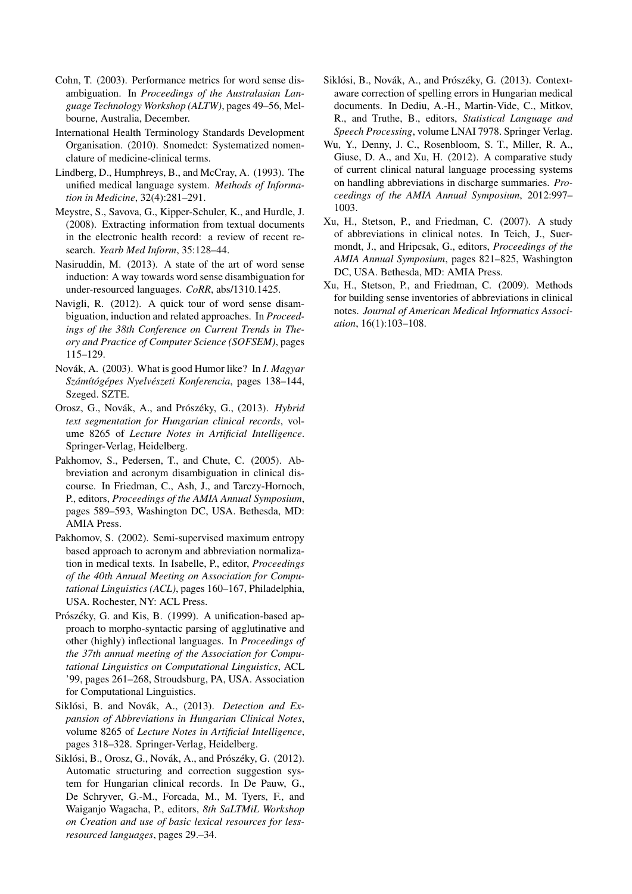Cohn, T. (2003). Performance metrics for word sense disambiguation. In *Proceedings of the Australasian Language Technology Workshop (ALTW)*, pages 49–56, Melbourne, Australia, December.

International Health Terminology Standards Development Organisation. (2010). Snomedct: Systematized nomenclature of medicine-clinical terms.

Lindberg, D., Humphreys, B., and McCray, A. (1993). The unified medical language system. *Methods of Information in Medicine*, 32(4):281–291.

Meystre, S., Savova, G., Kipper-Schuler, K., and Hurdle, J. (2008). Extracting information from textual documents in the electronic health record: a review of recent research. *Yearb Med Inform*, 35:128–44.

Nasiruddin, M. (2013). A state of the art of word sense induction: A way towards word sense disambiguation for under-resourced languages. *CoRR*, abs/1310.1425.

Navigli, R. (2012). A quick tour of word sense disambiguation, induction and related approaches. In *Proceedings of the 38th Conference on Current Trends in Theory and Practice of Computer Science (SOFSEM)*, pages 115–129.

Novák, A. (2003). What is good Humor like? In *I. Magyar Számítógépes Nyelvészeti Konferencia*, pages 138–144, Szeged. SZTE.

Orosz, G., Novák, A., and Prószéky, G., (2013). *Hybrid text segmentation for Hungarian clinical records*, volume 8265 of *Lecture Notes in Artificial Intelligence*. Springer-Verlag, Heidelberg.

Pakhomov, S., Pedersen, T., and Chute, C. (2005). Abbreviation and acronym disambiguation in clinical discourse. In Friedman, C., Ash, J., and Tarczy-Hornoch, P., editors, *Proceedings of the AMIA Annual Symposium*, pages 589–593, Washington DC, USA. Bethesda, MD: AMIA Press.

Pakhomov, S. (2002). Semi-supervised maximum entropy based approach to acronym and abbreviation normalization in medical texts. In Isabelle, P., editor, *Proceedings of the 40th Annual Meeting on Association for Computational Linguistics (ACL)*, pages 160–167, Philadelphia, USA. Rochester, NY: ACL Press.

Prószéky, G. and Kis, B. (1999). A unification-based approach to morpho-syntactic parsing of agglutinative and other (highly) inflectional languages. In *Proceedings of the 37th annual meeting of the Association for Computational Linguistics on Computational Linguistics*, ACL '99, pages 261–268, Stroudsburg, PA, USA. Association for Computational Linguistics.

Siklósi, B. and Novák, A., (2013). *Detection and Expansion of Abbreviations in Hungarian Clinical Notes*, volume 8265 of *Lecture Notes in Artificial Intelligence*, pages 318–328. Springer-Verlag, Heidelberg.

Siklósi, B., Orosz, G., Novák, A., and Prószéky, G. (2012). Automatic structuring and correction suggestion system for Hungarian clinical records. In De Pauw, G., De Schryver, G.-M., Forcada, M., M. Tyers, F., and Waiganjo Wagacha, P., editors, *8th SaLTMiL Workshop on Creation and use of basic lexical resources for less-resourced languages*, pages 29.–34.

Siklósi, B., Novák, A., and Prószéky, G. (2013). Context-aware correction of spelling errors in Hungarian medical documents. In Dediu, A.-H., Martin-Vide, C., Mitkov, R., and Truthe, B., editors, *Statistical Language and Speech Processing*, volume LNAI 7978. Springer Verlag.

Wu, Y., Denny, J. C., Rosenbloom, S. T., Miller, R. A., Giuse, D. A., and Xu, H. (2012). A comparative study of current clinical natural language processing systems on handling abbreviations in discharge summaries. *Proceedings of the AMIA Annual Symposium*, 2012:997–1003.

Xu, H., Stetson, P., and Friedman, C. (2007). A study of abbreviations in clinical notes. In Teich, J., Suermondt, J., and Hripcsak, G., editors, *Proceedings of the AMIA Annual Symposium*, pages 821–825, Washington DC, USA. Bethesda, MD: AMIA Press.

Xu, H., Stetson, P., and Friedman, C. (2009). Methods for building sense inventories of abbreviations in clinical notes. *Journal of American Medical Informatics Association*, 16(1):103–108.